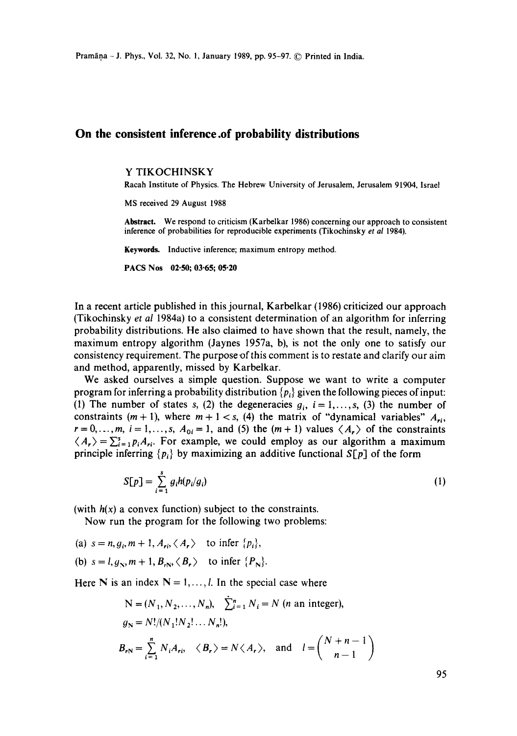# On the consistent inference of probability distributions

Y TIKOCHINSKY

Racah Institute of Physics. The Hebrew University of Jerusalem, Jerusalem 91904, Israel

MS received 29 August 1988

**Abstract.** We respond to criticism (Karbelkar 1986) concerning our approach to consistent inference of probabilities for reproducible experiments (Tikochinsky *et al* 1984).

**Keywords.** Inductive inference; maximum entropy method.

**PACS Nos** 02·50; 03·65; 05·20

In a recent article published in this journal, Karbelkar (1986) criticized our approach (Tikochinsky *et al* 1984a) to a consistent determination of an algorithm for inferring probability distributions. He also claimed to have shown that the result, namely, the maximum entropy algorithm (Jaynes 1957a, b), is not the only one to satisfy our consistency requirement. The purpose of this comment is to restate and clarify our aim and method, apparently, missed by Karbelkar.

We asked ourselves a simple question. Suppose we want to write a computer program for inferring a probability distribution $\{p_i\}$ given the following pieces of input: (1) The number of states $s$, (2) the degeneracies $g_i$, $i = 1, \ldots, s$, (3) the number of constraints $(m+1)$, where $m+1 < s$, (4) the matrix of "dynamical variables" $A_{ri}$, $r = 0, \ldots, m$, $i = 1, \ldots, s$, $A_{0i} = 1$, and (5) the $(m+1)$ values $\langle A_r \rangle$ of the constraints $\langle A_r \rangle = \sum_{i=1}^{s} p_i A_{ri}$. For example, we could employ as our algorithm a maximum principle inferring $\{p_i\}$ by maximizing an additive functional $S[p]$ of the form

$$S[p] = \sum_{i=1}^{s} g_i h(p_i/g_i) \tag{1}$$

(with $h(x)$ a convex function) subject to the constraints.

Now run the program for the following two problems:

(a) $s = n, g_i, m+1, A_{ri}, \langle A_r \rangle$ to infer $\{p_i\}$,

(b) $s = l, g_{\mathrm{N}}, m+1, B_{r\mathrm{N}}, \langle B_r \rangle$ to infer $\{P_{\mathrm{N}}\}$.

Here $\mathrm{N}$ is an index $\mathrm{N} = 1, \ldots, l$. In the special case where

$$\mathrm{N} = (N_1, N_2, \ldots, N_n), \quad \sum_{i=1}^{n} N_i = N \text{ ($n$ an integer)},$$

$$g_{\mathrm{N}} = N!/(N_1! N_2! \ldots N_n!),$$

$$B_{r\mathrm{N}} = \sum_{i=1}^{n} N_i A_{ri}, \quad \langle B_r \rangle = N \langle A_r \rangle, \quad \text{and} \quad l = \binom{N+n-1}{n-1}$$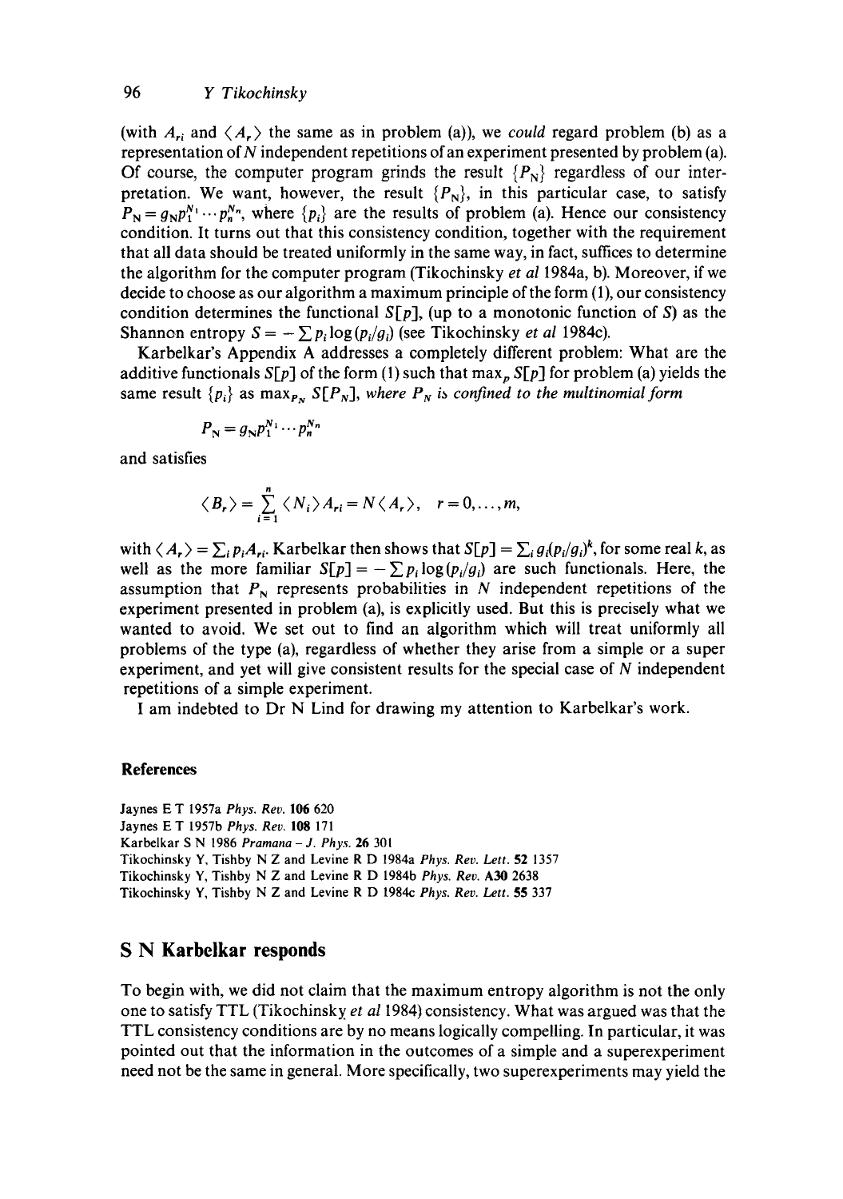(with $A_{ri}$ and $\langle A_r \rangle$ the same as in problem (a)), we *could* regard problem (b) as a representation of $N$ independent repetitions of an experiment presented by problem (a). Of course, the computer program grinds the result $\{P_N\}$ regardless of our interpretation. We want, however, the result $\{P_N\}$, in this particular case, to satisfy $P_N = g_N p_1^{N_1} \cdots p_n^{N_n}$, where $\{p_i\}$ are the results of problem (a). Hence our consistency condition. It turns out that this consistency condition, together with the requirement that all data should be treated uniformly in the same way, in fact, suffices to determine the algorithm for the computer program (Tikochinsky *et al* 1984a, b). Moreover, if we decide to choose as our algorithm a maximum principle of the form (1), our consistency condition determines the functional $S[p]$, (up to a monotonic function of $S$) as the Shannon entropy $S = -\sum p_i \log(p_i/g_i)$ (see Tikochinsky *et al* 1984c).

Karbelkar's Appendix A addresses a completely different problem: What are the additive functionals $S[p]$ of the form (1) such that $\max_p S[p]$ for problem (a) yields the same result $\{p_i\}$ as $\max_{P_N} S[P_N]$, *where $P_N$ is confined to the multinomial form*

$$P_N = g_N p_1^{N_1} \cdots p_n^{N_n}$$

and satisfies

$$\langle B_r \rangle = \sum_{i=1}^{n} \langle N_i \rangle A_{ri} = N \langle A_r \rangle, \quad r = 0, \ldots, m,$$

with $\langle A_r \rangle = \sum_i p_i A_{ri}$. Karbelkar then shows that $S[p] = \sum_i g_i (p_i/g_i)^k$, for some real $k$, as well as the more familiar $S[p] = -\sum p_i \log(p_i/g_i)$ are such functionals. Here, the assumption that $P_N$ represents probabilities in $N$ independent repetitions of the experiment presented in problem (a), is explicitly used. But this is precisely what we wanted to avoid. We set out to find an algorithm which will treat uniformly all problems of the type (a), regardless of whether they arise from a simple or a super experiment, and yet will give consistent results for the special case of $N$ independent repetitions of a simple experiment.

I am indebted to Dr N Lind for drawing my attention to Karbelkar's work.

### References

Jaynes E T 1957a *Phys. Rev.* **106** 620
Jaynes E T 1957b *Phys. Rev.* **108** 171
Karbelkar S N 1986 *Pramana – J. Phys.* **26** 301
Tikochinsky Y, Tishby N Z and Levine R D 1984a *Phys. Rev. Lett.* **52** 1357
Tikochinsky Y, Tishby N Z and Levine R D 1984b *Phys. Rev.* **A30** 2638
Tikochinsky Y, Tishby N Z and Levine R D 1984c *Phys. Rev. Lett.* **55** 337

## S N Karbelkar responds

To begin with, we did not claim that the maximum entropy algorithm is not the only one to satisfy TTL (Tikochinsky *et al* 1984) consistency. What was argued was that the TTL consistency conditions are by no means logically compelling. In particular, it was pointed out that the information in the outcomes of a simple and a superexperiment need not be the same in general. More specifically, two superexperiments may yield the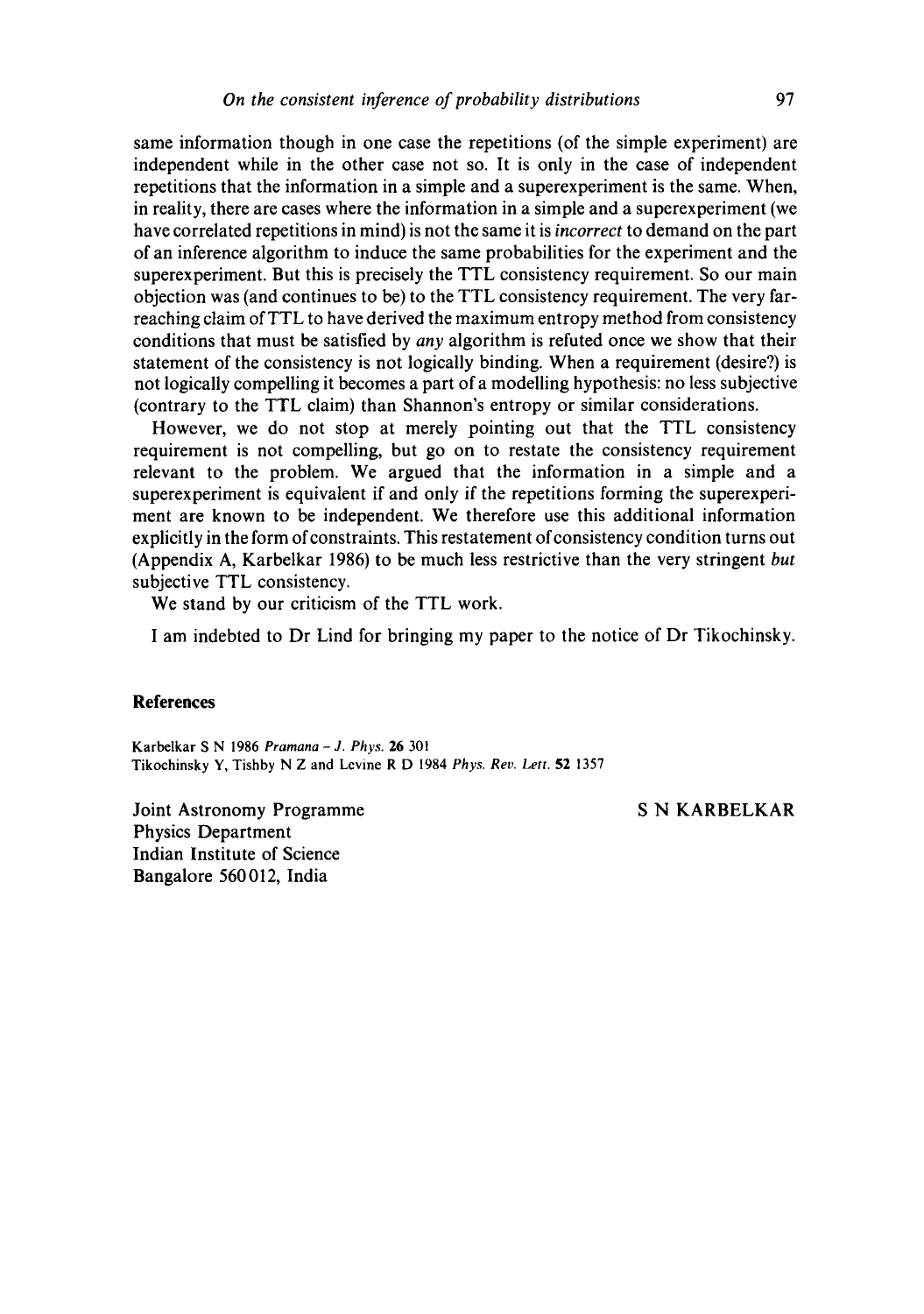same information though in one case the repetitions (of the simple experiment) are independent while in the other case not so. It is only in the case of independent repetitions that the information in a simple and a superexperiment is the same. When, in reality, there are cases where the information in a simple and a superexperiment (we have correlated repetitions in mind) is not the same it is *incorrect* to demand on the part of an inference algorithm to induce the same probabilities for the experiment and the superexperiment. But this is precisely the TTL consistency requirement. So our main objection was (and continues to be) to the TTL consistency requirement. The very far-reaching claim of TTL to have derived the maximum entropy method from consistency conditions that must be satisfied by *any* algorithm is refuted once we show that their statement of the consistency is not logically binding. When a requirement (desire?) is not logically compelling it becomes a part of a modelling hypothesis: no less subjective (contrary to the TTL claim) than Shannon's entropy or similar considerations.

However, we do not stop at merely pointing out that the TTL consistency requirement is not compelling, but go on to restate the consistency requirement relevant to the problem. We argued that the information in a simple and a superexperiment is equivalent if and only if the repetitions forming the superexperiment are known to be independent. We therefore use this additional information explicitly in the form of constraints. This restatement of consistency condition turns out (Appendix A, Karbelkar 1986) to be much less restrictive than the very stringent *but* subjective TTL consistency.

We stand by our criticism of the TTL work.

I am indebted to Dr Lind for bringing my paper to the notice of Dr Tikochinsky.

## References

Karbelkar S N 1986 *Pramana – J. Phys.* **26** 301

Tikochinsky Y, Tishby N Z and Levine R D 1984 *Phys. Rev. Lett.* **52** 1357

Joint Astronomy Programme
Physics Department
Indian Institute of Science
Bangalore 560012, India

S N KARBELKAR